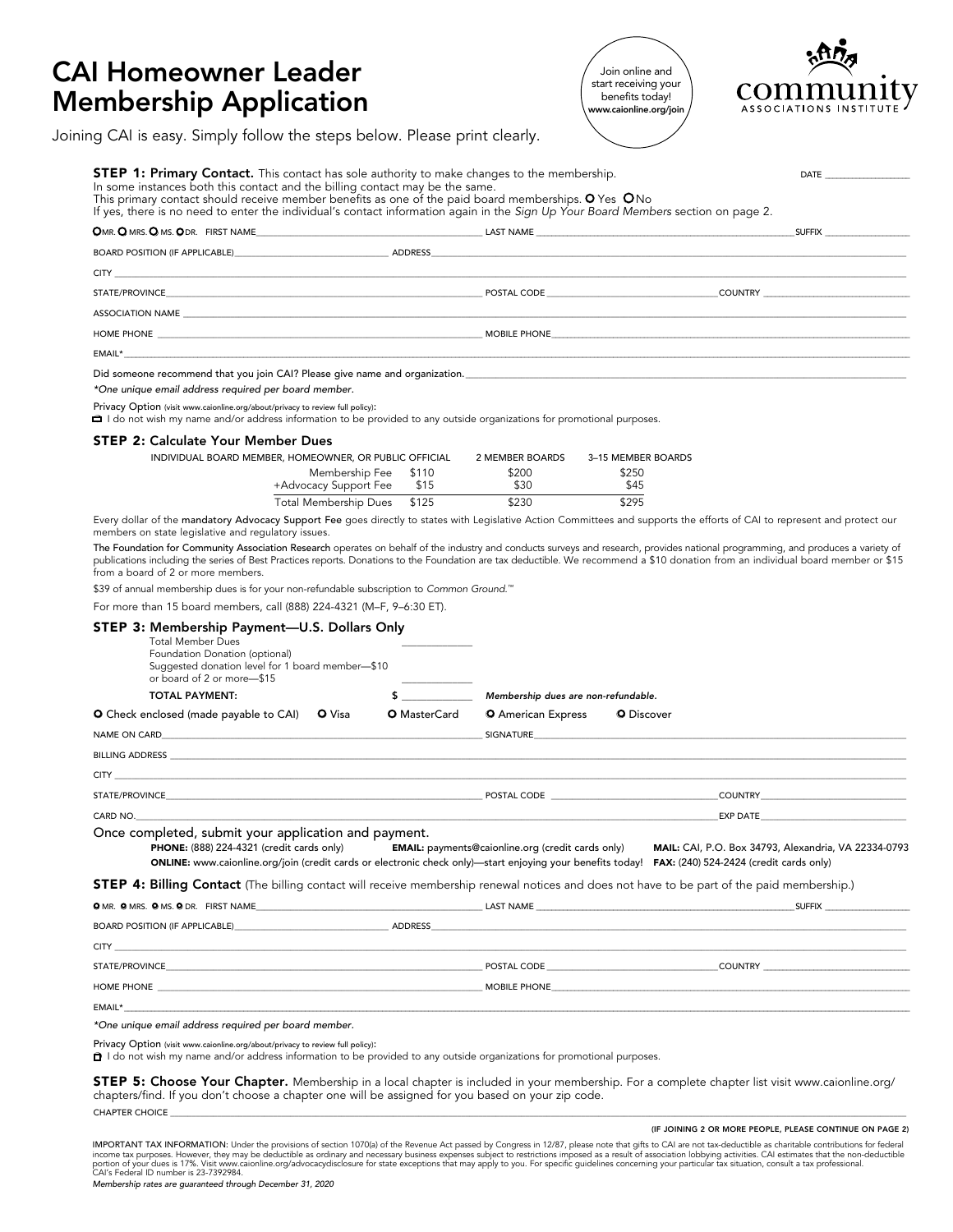# CAI Homeowner Leader Membership Application

Join online and start receiving your benefits today! **www.caionline.org/join**

community ASSOCIATIONS INSTITUTE

Joining CAI is easy. Simply follow the steps below. Please print clearly.

**STEP 1: Primary Contact.** This contact has sole authority to make changes to the membership. DATE ___________
In some instances both this contact and the billing contact may be the same.
This primary contact should receive member benefits as one of the paid board memberships. O Yes O No
If yes, there is no need to enter the individual's contact information again in the *Sign Up Your Board Members* section on page 2.

O MR. O MRS. O MS. O DR. FIRST NAME___________ LAST NAME ___________ SUFFIX ___________

BOARD POSITION (IF APPLICABLE)___________ ADDRESS___________

CITY ___________

STATE/PROVINCE___________ POSTAL CODE ___________ COUNTRY ___________

ASSOCIATION NAME ___________

HOME PHONE ___________ MOBILE PHONE___________

EMAIL*___________

Did someone recommend that you join CAI? Please give name and organization.___________

*One unique email address required per board member.*

Privacy Option (visit www.caionline.org/about/privacy to review full policy):
☐ I do not wish my name and/or address information to be provided to any outside organizations for promotional purposes.

### STEP 2: Calculate Your Member Dues

| INDIVIDUAL BOARD MEMBER, HOMEOWNER, OR PUBLIC OFFICIAL | | 2 MEMBER BOARDS | 3–15 MEMBER BOARDS |
|---|---|---|---|
| Membership Fee | $110 | $200 | $250 |
| +Advocacy Support Fee | $15 | $30 | $45 |
| Total Membership Dues | $125 | $230 | $295 |

Every dollar of the mandatory Advocacy Support Fee goes directly to states with Legislative Action Committees and supports the efforts of CAI to represent and protect our members on state legislative and regulatory issues.

The Foundation for Community Association Research operates on behalf of the industry and conducts surveys and research, provides national programming, and produces a variety of publications including the series of Best Practices reports. Donations to the Foundation are tax deductible. We recommend a $10 donation from an individual board member or $15 from a board of 2 or more members.

$39 of annual membership dues is for your non-refundable subscription to *Common Ground.*™

For more than 15 board members, call (888) 224-4321 (M–F, 9–6:30 ET).

### STEP 3: Membership Payment—U.S. Dollars Only

Total Member Dues ___________
Foundation Donation (optional)
Suggested donation level for 1 board member—$10
or board of 2 or more—$15 ___________
**TOTAL PAYMENT:** $ ___________ *Membership dues are non-refundable.*

O Check enclosed (made payable to CAI) O Visa O MasterCard O American Express O Discover

NAME ON CARD___________ SIGNATURE___________

BILLING ADDRESS ___________

CITY ___________

STATE/PROVINCE___________ POSTAL CODE ___________ COUNTRY___________

CARD NO.___________ EXP DATE___________

Once completed, submit your application and payment.

**PHONE:** (888) 224-4321 (credit cards only) **EMAIL:** payments@caionline.org (credit cards only) **MAIL:** CAI, P.O. Box 34793, Alexandria, VA 22334-0793
**ONLINE:** www.caionline.org/join (credit cards or electronic check only)—start enjoying your benefits today! **FAX:** (240) 524-2424 (credit cards only)

**STEP 4: Billing Contact** (The billing contact will receive membership renewal notices and does not have to be part of the paid membership.)

O MR. O MRS. O MS. O DR. FIRST NAME___________ LAST NAME ___________ SUFFIX ___________

BOARD POSITION (IF APPLICABLE)___________ ADDRESS___________

CITY ___________

STATE/PROVINCE___________ POSTAL CODE ___________ COUNTRY ___________

HOME PHONE ___________ MOBILE PHONE___________

EMAIL*___________

*One unique email address required per board member.*

Privacy Option (visit www.caionline.org/about/privacy to review full policy):
☐ I do not wish my name and/or address information to be provided to any outside organizations for promotional purposes.

**STEP 5: Choose Your Chapter.** Membership in a local chapter is included in your membership. For a complete chapter list visit www.caionline.org/chapters/find. If you don't choose a chapter one will be assigned for you based on your zip code.

CHAPTER CHOICE ___________

**(IF JOINING 2 OR MORE PEOPLE, PLEASE CONTINUE ON PAGE 2)**

IMPORTANT TAX INFORMATION: Under the provisions of section 1070(a) of the Revenue Act passed by Congress in 12/87, please note that gifts to CAI are not tax-deductible as charitable contributions for federal income tax purposes. However, they may be deductible as ordinary and necessary business expenses subject to restrictions imposed as a result of association lobbying activities. CAI estimates that the non-deductible portion of your dues is 17%. Visit www.caionline.org/advocacydisclosure for state exceptions that may apply to you. For specific guidelines concerning your particular tax situation, consult a tax professional. CAI's Federal ID number is 23-7392984.

*Membership rates are guaranteed through December 31, 2020*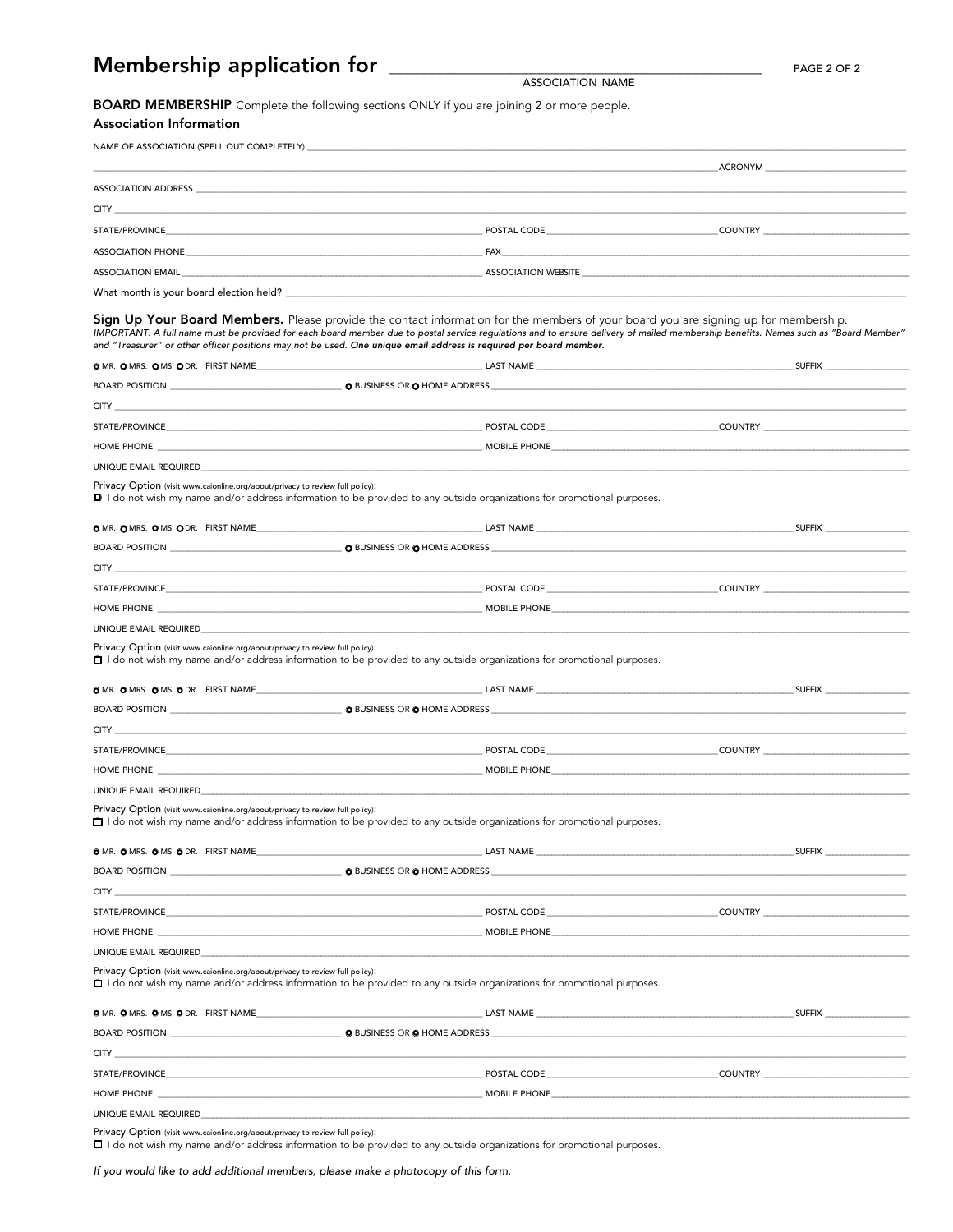# Membership application for ______________________

ASSOCIATION NAME

**BOARD MEMBERSHIP** Complete the following sections ONLY if you are joining 2 or more people.

## Association Information

NAME OF ASSOCIATION (SPELL OUT COMPLETELY) ______________________

______________________ ACRONYM ______________________

ASSOCIATION ADDRESS ______________________

CITY ______________________

STATE/PROVINCE ______________________ POSTAL CODE ______________________ COUNTRY ______________________

ASSOCIATION PHONE ______________________ FAX ______________________

ASSOCIATION EMAIL ______________________ ASSOCIATION WEBSITE ______________________

What month is your board election held? ______________________

**Sign Up Your Board Members.** Please provide the contact information for the members of your board you are signing up for membership.
*IMPORTANT: A full name must be provided for each board member due to postal service regulations and to ensure delivery of mailed membership benefits. Names such as "Board Member" and "Treasurer" or other officer positions may not be used.* ***One unique email address is required per board member.***

○ MR. ○ MRS. ○ MS. ○ DR. FIRST NAME ______________________ LAST NAME ______________________ SUFFIX ______________________

BOARD POSITION ______________________ ○ BUSINESS OR ○ HOME ADDRESS ______________________

CITY ______________________

STATE/PROVINCE ______________________ POSTAL CODE ______________________ COUNTRY ______________________

HOME PHONE ______________________ MOBILE PHONE ______________________

UNIQUE EMAIL REQUIRED ______________________

Privacy Option (visit www.caionline.org/about/privacy to review full policy):
☐ I do not wish my name and/or address information to be provided to any outside organizations for promotional purposes.

○ MR. ○ MRS. ○ MS. ○ DR. FIRST NAME ______________________ LAST NAME ______________________ SUFFIX ______________________

BOARD POSITION ______________________ ○ BUSINESS OR ○ HOME ADDRESS ______________________

CITY ______________________

STATE/PROVINCE ______________________ POSTAL CODE ______________________ COUNTRY ______________________

HOME PHONE ______________________ MOBILE PHONE ______________________

UNIQUE EMAIL REQUIRED ______________________

Privacy Option (visit www.caionline.org/about/privacy to review full policy):
☐ I do not wish my name and/or address information to be provided to any outside organizations for promotional purposes.

○ MR. ○ MRS. ○ MS. ○ DR. FIRST NAME ______________________ LAST NAME ______________________ SUFFIX ______________________

BOARD POSITION ______________________ ○ BUSINESS OR ○ HOME ADDRESS ______________________

CITY ______________________

STATE/PROVINCE ______________________ POSTAL CODE ______________________ COUNTRY ______________________

HOME PHONE ______________________ MOBILE PHONE ______________________

UNIQUE EMAIL REQUIRED ______________________

Privacy Option (visit www.caionline.org/about/privacy to review full policy):
☐ I do not wish my name and/or address information to be provided to any outside organizations for promotional purposes.

○ MR. ○ MRS. ○ MS. ○ DR. FIRST NAME ______________________ LAST NAME ______________________ SUFFIX ______________________

BOARD POSITION ______________________ ○ BUSINESS OR ○ HOME ADDRESS ______________________

CITY ______________________

STATE/PROVINCE ______________________ POSTAL CODE ______________________ COUNTRY ______________________

HOME PHONE ______________________ MOBILE PHONE ______________________

UNIQUE EMAIL REQUIRED ______________________

Privacy Option (visit www.caionline.org/about/privacy to review full policy):
☐ I do not wish my name and/or address information to be provided to any outside organizations for promotional purposes.

○ MR. ○ MRS. ○ MS. ○ DR. FIRST NAME ______________________ LAST NAME ______________________ SUFFIX ______________________

BOARD POSITION ______________________ ○ BUSINESS OR ○ HOME ADDRESS ______________________

CITY ______________________

STATE/PROVINCE ______________________ POSTAL CODE ______________________ COUNTRY ______________________

HOME PHONE ______________________ MOBILE PHONE ______________________

UNIQUE EMAIL REQUIRED ______________________

Privacy Option (visit www.caionline.org/about/privacy to review full policy):
☐ I do not wish my name and/or address information to be provided to any outside organizations for promotional purposes.

*If you would like to add additional members, please make a photocopy of this form.*